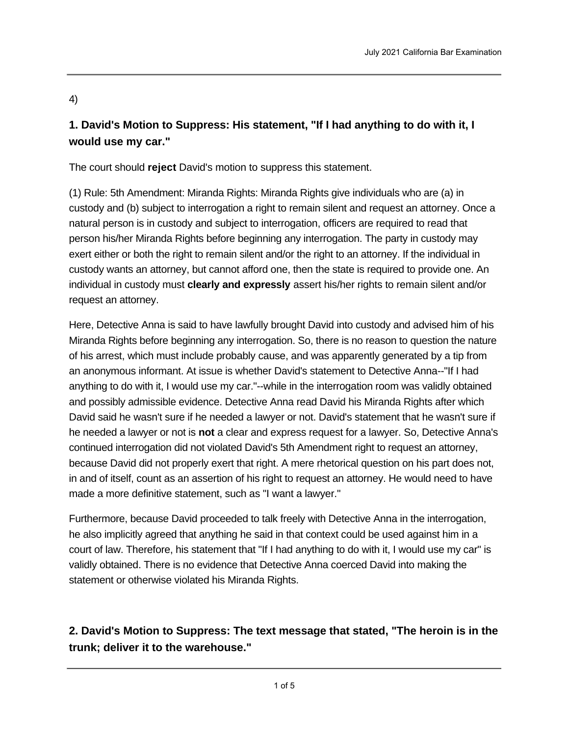4)

## 1. David's Motion to Suppress: His statement, "If I had anything to do with it, I would use my car."

The court should **reject** David's motion to suppress this statement.

(1) Rule: 5th Amendment: Miranda Rights: Miranda Rights give individuals who are (a) in custody and (b) subject to interrogation a right to remain silent and request an attorney. Once a natural person is in custody and subject to interrogation, officers are required to read that person his/her Miranda Rights before beginning any interrogation. The party in custody may exert either or both the right to remain silent and/or the right to an attorney. If the individual in custody wants an attorney, but cannot afford one, then the state is required to provide one. An individual in custody must **clearly and expressly** assert his/her rights to remain silent and/or request an attorney.

Here, Detective Anna is said to have lawfully brought David into custody and advised him of his Miranda Rights before beginning any interrogation. So, there is no reason to question the nature of his arrest, which must include probably cause, and was apparently generated by a tip from an anonymous informant. At issue is whether David's statement to Detective Anna--"If I had anything to do with it, I would use my car."--while in the interrogation room was validly obtained and possibly admissible evidence. Detective Anna read David his Miranda Rights after which David said he wasn't sure if he needed a lawyer or not. David's statement that he wasn't sure if he needed a lawyer or not is **not** a clear and express request for a lawyer. So, Detective Anna's continued interrogation did not violated David's 5th Amendment right to request an attorney, because David did not properly exert that right. A mere rhetorical question on his part does not, in and of itself, count as an assertion of his right to request an attorney. He would need to have made a more definitive statement, such as "I want a lawyer."

Furthermore, because David proceeded to talk freely with Detective Anna in the interrogation, he also implicitly agreed that anything he said in that context could be used against him in a court of law. Therefore, his statement that "If I had anything to do with it, I would use my car" is validly obtained. There is no evidence that Detective Anna coerced David into making the statement or otherwise violated his Miranda Rights.

## 2. David's Motion to Suppress: The text message that stated, "The heroin is in the trunk; deliver it to the warehouse."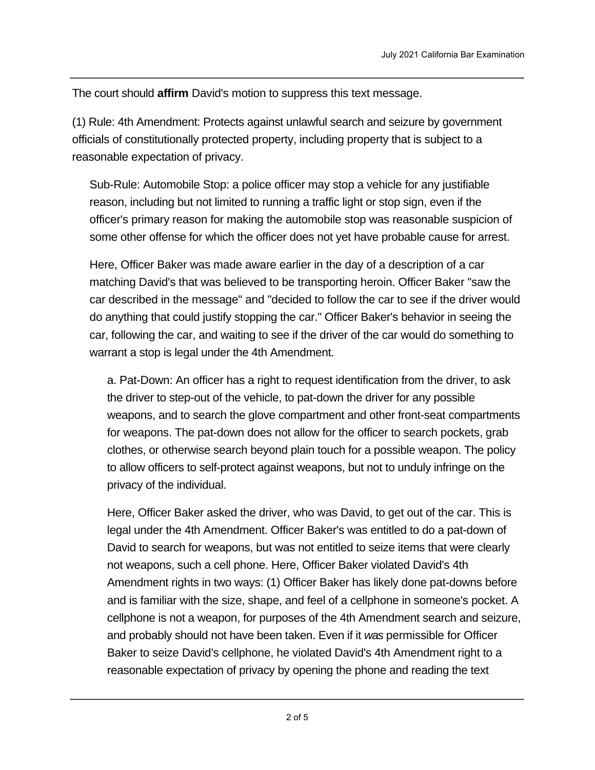The court should **affirm** David's motion to suppress this text message.

(1) Rule: 4th Amendment: Protects against unlawful search and seizure by government officials of constitutionally protected property, including property that is subject to a reasonable expectation of privacy.

Sub-Rule: Automobile Stop: a police officer may stop a vehicle for any justifiable reason, including but not limited to running a traffic light or stop sign, even if the officer's primary reason for making the automobile stop was reasonable suspicion of some other offense for which the officer does not yet have probable cause for arrest.

Here, Officer Baker was made aware earlier in the day of a description of a car matching David's that was believed to be transporting heroin. Officer Baker "saw the car described in the message" and "decided to follow the car to see if the driver would do anything that could justify stopping the car." Officer Baker's behavior in seeing the car, following the car, and waiting to see if the driver of the car would do something to warrant a stop is legal under the 4th Amendment.

a. Pat-Down: An officer has a right to request identification from the driver, to ask the driver to step-out of the vehicle, to pat-down the driver for any possible weapons, and to search the glove compartment and other front-seat compartments for weapons. The pat-down does not allow for the officer to search pockets, grab clothes, or otherwise search beyond plain touch for a possible weapon. The policy to allow officers to self-protect against weapons, but not to unduly infringe on the privacy of the individual.

Here, Officer Baker asked the driver, who was David, to get out of the car. This is legal under the 4th Amendment. Officer Baker's was entitled to do a pat-down of David to search for weapons, but was not entitled to seize items that were clearly not weapons, such a cell phone. Here, Officer Baker violated David's 4th Amendment rights in two ways: (1) Officer Baker has likely done pat-downs before and is familiar with the size, shape, and feel of a cellphone in someone's pocket. A cellphone is not a weapon, for purposes of the 4th Amendment search and seizure, and probably should not have been taken. Even if it *was* permissible for Officer Baker to seize David's cellphone, he violated David's 4th Amendment right to a reasonable expectation of privacy by opening the phone and reading the text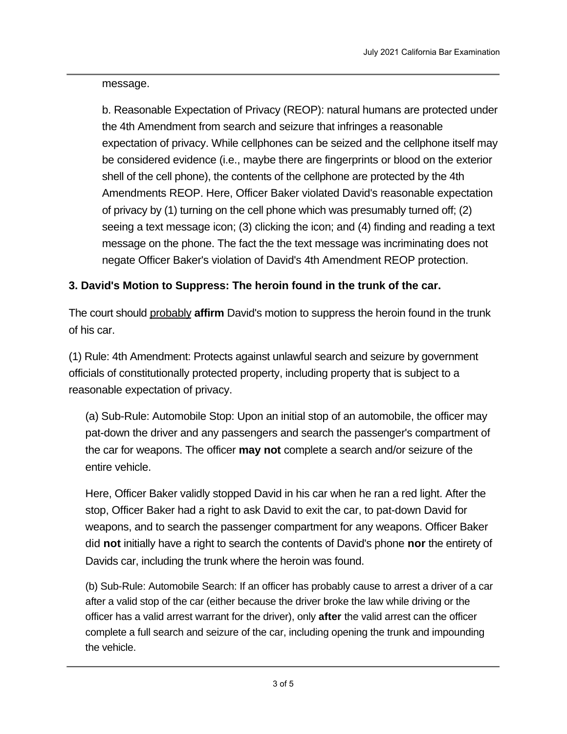message.

b. Reasonable Expectation of Privacy (REOP): natural humans are protected under the 4th Amendment from search and seizure that infringes a reasonable expectation of privacy. While cellphones can be seized and the cellphone itself may be considered evidence (i.e., maybe there are fingerprints or blood on the exterior shell of the cell phone), the contents of the cellphone are protected by the 4th Amendments REOP. Here, Officer Baker violated David's reasonable expectation of privacy by (1) turning on the cell phone which was presumably turned off; (2) seeing a text message icon; (3) clicking the icon; and (4) finding and reading a text message on the phone. The fact the the text message was incriminating does not negate Officer Baker's violation of David's 4th Amendment REOP protection.

**3. David's Motion to Suppress: The heroin found in the trunk of the car.**

The court should <u>probably</u> **affirm** David's motion to suppress the heroin found in the trunk of his car.

(1) Rule: 4th Amendment: Protects against unlawful search and seizure by government officials of constitutionally protected property, including property that is subject to a reasonable expectation of privacy.

(a) Sub-Rule: Automobile Stop: Upon an initial stop of an automobile, the officer may pat-down the driver and any passengers and search the passenger's compartment of the car for weapons. The officer **may not** complete a search and/or seizure of the entire vehicle.

Here, Officer Baker validly stopped David in his car when he ran a red light. After the stop, Officer Baker had a right to ask David to exit the car, to pat-down David for weapons, and to search the passenger compartment for any weapons. Officer Baker did **not** initially have a right to search the contents of David's phone **nor** the entirety of Davids car, including the trunk where the heroin was found.

(b) Sub-Rule: Automobile Search: If an officer has probably cause to arrest a driver of a car after a valid stop of the car (either because the driver broke the law while driving or the officer has a valid arrest warrant for the driver), only **after** the valid arrest can the officer complete a full search and seizure of the car, including opening the trunk and impounding the vehicle.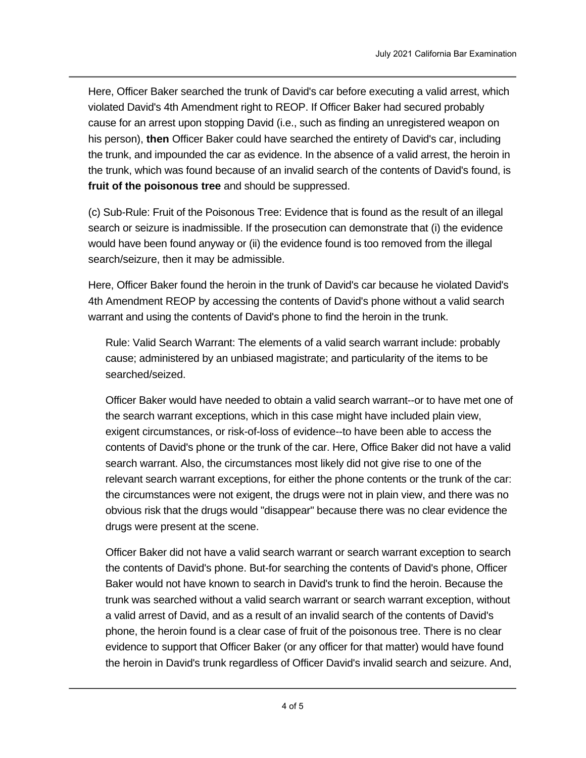Here, Officer Baker searched the trunk of David's car before executing a valid arrest, which violated David's 4th Amendment right to REOP. If Officer Baker had secured probably cause for an arrest upon stopping David (i.e., such as finding an unregistered weapon on his person), **then** Officer Baker could have searched the entirety of David's car, including the trunk, and impounded the car as evidence. In the absence of a valid arrest, the heroin in the trunk, which was found because of an invalid search of the contents of David's found, is **fruit of the poisonous tree** and should be suppressed.

(c) Sub-Rule: Fruit of the Poisonous Tree: Evidence that is found as the result of an illegal search or seizure is inadmissible. If the prosecution can demonstrate that (i) the evidence would have been found anyway or (ii) the evidence found is too removed from the illegal search/seizure, then it may be admissible.

Here, Officer Baker found the heroin in the trunk of David's car because he violated David's 4th Amendment REOP by accessing the contents of David's phone without a valid search warrant and using the contents of David's phone to find the heroin in the trunk.

> Rule: Valid Search Warrant: The elements of a valid search warrant include: probably cause; administered by an unbiased magistrate; and particularity of the items to be searched/seized.
>
> Officer Baker would have needed to obtain a valid search warrant--or to have met one of the search warrant exceptions, which in this case might have included plain view, exigent circumstances, or risk-of-loss of evidence--to have been able to access the contents of David's phone or the trunk of the car. Here, Office Baker did not have a valid search warrant. Also, the circumstances most likely did not give rise to one of the relevant search warrant exceptions, for either the phone contents or the trunk of the car: the circumstances were not exigent, the drugs were not in plain view, and there was no obvious risk that the drugs would "disappear" because there was no clear evidence the drugs were present at the scene.
>
> Officer Baker did not have a valid search warrant or search warrant exception to search the contents of David's phone. But-for searching the contents of David's phone, Officer Baker would not have known to search in David's trunk to find the heroin. Because the trunk was searched without a valid search warrant or search warrant exception, without a valid arrest of David, and as a result of an invalid search of the contents of David's phone, the heroin found is a clear case of fruit of the poisonous tree. There is no clear evidence to support that Officer Baker (or any officer for that matter) would have found the heroin in David's trunk regardless of Officer David's invalid search and seizure. And,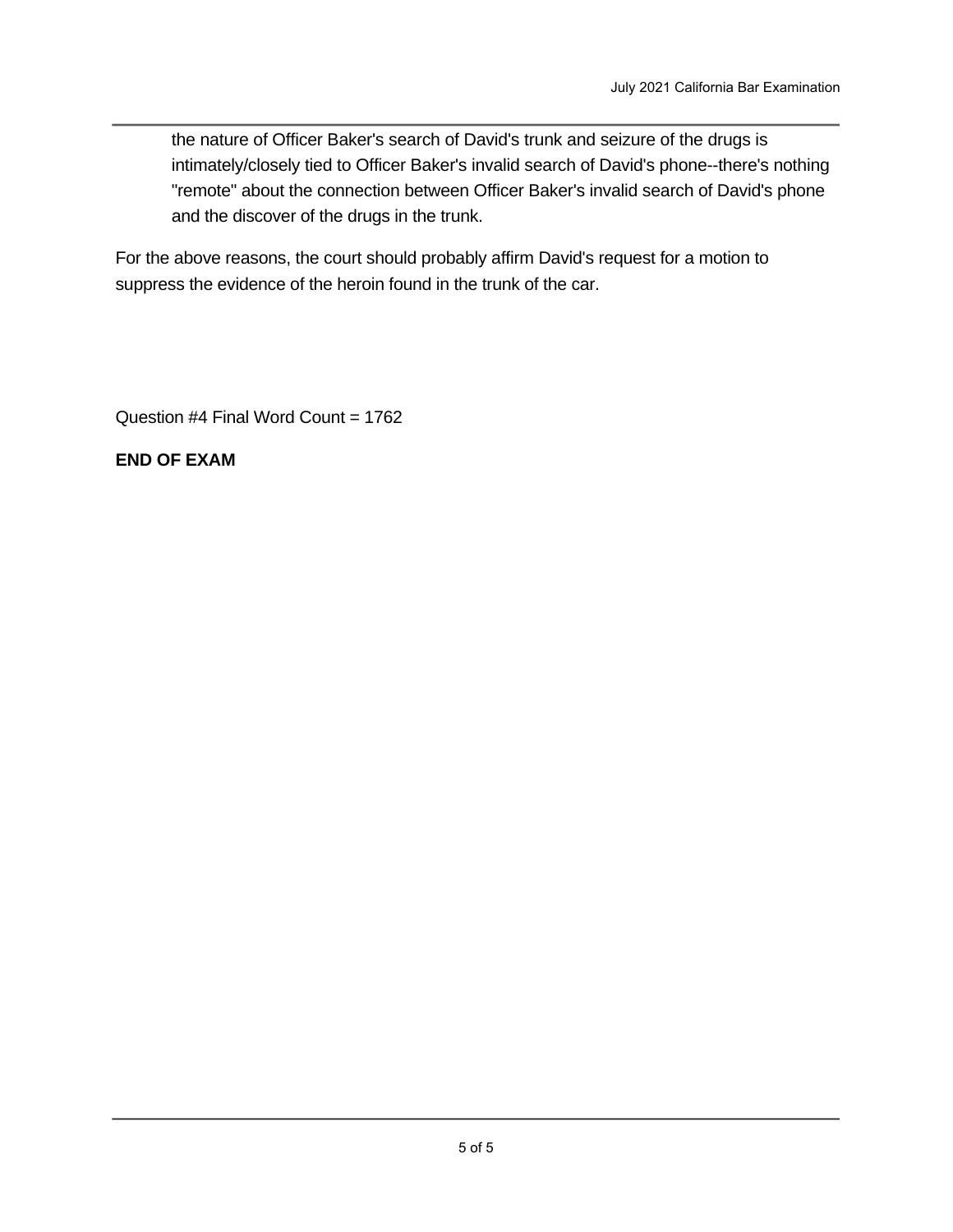the nature of Officer Baker's search of David's trunk and seizure of the drugs is intimately/closely tied to Officer Baker's invalid search of David's phone--there's nothing "remote" about the connection between Officer Baker's invalid search of David's phone and the discover of the drugs in the trunk.

For the above reasons, the court should probably affirm David's request for a motion to suppress the evidence of the heroin found in the trunk of the car.

Question #4 Final Word Count = 1762

**END OF EXAM**